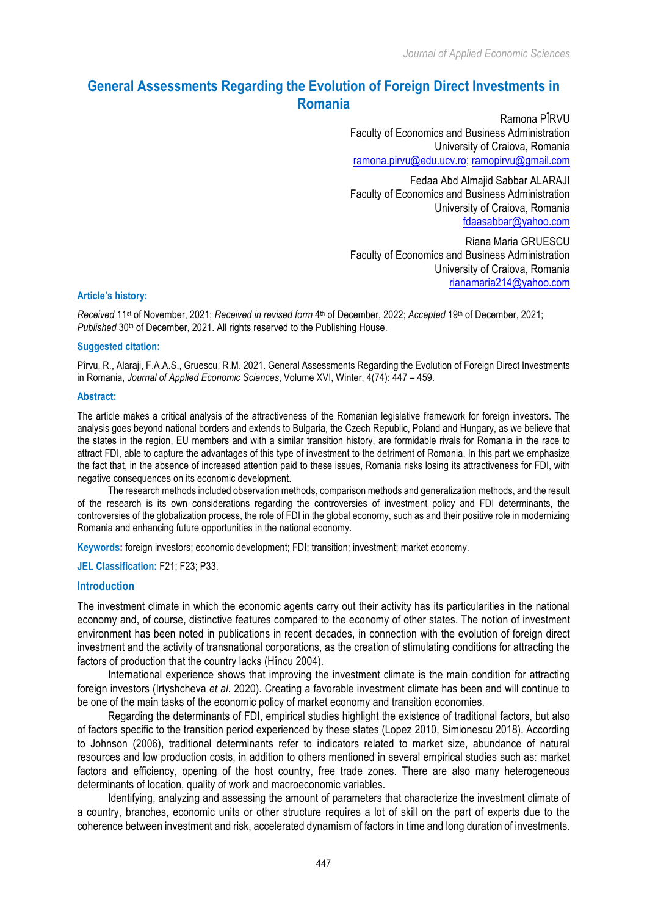# General Assessments Regarding the Evolution of Foreign Direct Investments in Romania

Ramona PÎRVU
Faculty of Economics and Business Administration
University of Craiova, Romania
ramona.pirvu@edu.ucv.ro; ramopirvu@gmail.com

Fedaa Abd Almajid Sabbar ALARAJI
Faculty of Economics and Business Administration
University of Craiova, Romania
fdaasabbar@yahoo.com

Riana Maria GRUESCU
Faculty of Economics and Business Administration
University of Craiova, Romania
rianamaria214@yahoo.com

### Article's history:

*Received* 11st of November, 2021; *Received in revised form* 4th of December, 2022; *Accepted* 19th of December, 2021; *Published* 30th of December, 2021. All rights reserved to the Publishing House.

### Suggested citation:

Pîrvu, R., Alaraji, F.A.A.S., Gruescu, R.M. 2021. General Assessments Regarding the Evolution of Foreign Direct Investments in Romania, *Journal of Applied Economic Sciences*, Volume XVI, Winter, 4(74): 447 – 459.

### Abstract:

The article makes a critical analysis of the attractiveness of the Romanian legislative framework for foreign investors. The analysis goes beyond national borders and extends to Bulgaria, the Czech Republic, Poland and Hungary, as we believe that the states in the region, EU members and with a similar transition history, are formidable rivals for Romania in the race to attract FDI, able to capture the advantages of this type of investment to the detriment of Romania. In this part we emphasize the fact that, in the absence of increased attention paid to these issues, Romania risks losing its attractiveness for FDI, with negative consequences on its economic development.

The research methods included observation methods, comparison methods and generalization methods, and the result of the research is its own considerations regarding the controversies of investment policy and FDI determinants, the controversies of the globalization process, the role of FDI in the global economy, such as and their positive role in modernizing Romania and enhancing future opportunities in the national economy.

**Keywords:** foreign investors; economic development; FDI; transition; investment; market economy.

**JEL Classification:** F21; F23; P33.

## Introduction

The investment climate in which the economic agents carry out their activity has its particularities in the national economy and, of course, distinctive features compared to the economy of other states. The notion of investment environment has been noted in publications in recent decades, in connection with the evolution of foreign direct investment and the activity of transnational corporations, as the creation of stimulating conditions for attracting the factors of production that the country lacks (Hîncu 2004).

International experience shows that improving the investment climate is the main condition for attracting foreign investors (Irtyshcheva *et al*. 2020). Creating a favorable investment climate has been and will continue to be one of the main tasks of the economic policy of market economy and transition economies.

Regarding the determinants of FDI, empirical studies highlight the existence of traditional factors, but also of factors specific to the transition period experienced by these states (Lopez 2010, Simionescu 2018). According to Johnson (2006), traditional determinants refer to indicators related to market size, abundance of natural resources and low production costs, in addition to others mentioned in several empirical studies such as: market factors and efficiency, opening of the host country, free trade zones. There are also many heterogeneous determinants of location, quality of work and macroeconomic variables.

Identifying, analyzing and assessing the amount of parameters that characterize the investment climate of a country, branches, economic units or other structure requires a lot of skill on the part of experts due to the coherence between investment and risk, accelerated dynamism of factors in time and long duration of investments.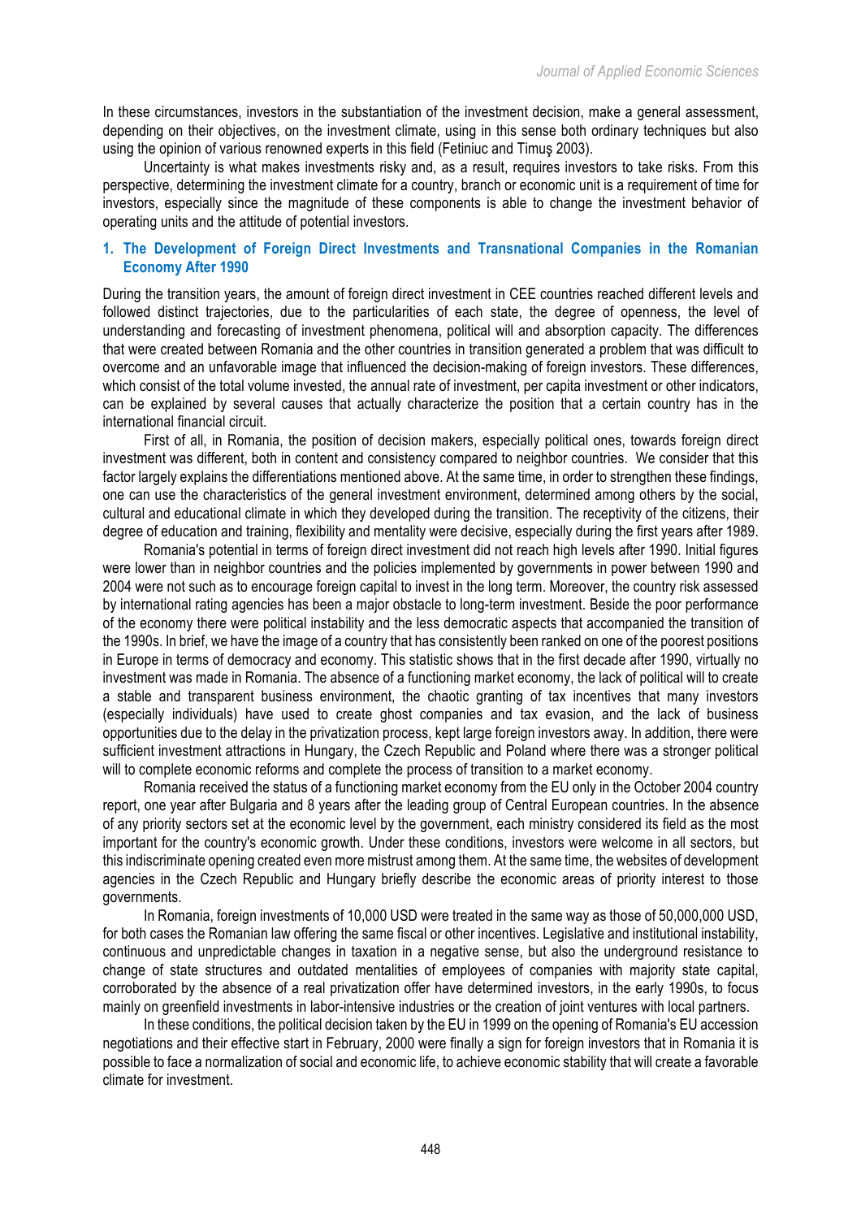In these circumstances, investors in the substantiation of the investment decision, make a general assessment, depending on their objectives, on the investment climate, using in this sense both ordinary techniques but also using the opinion of various renowned experts in this field (Fetiniuc and Timuş 2003).

Uncertainty is what makes investments risky and, as a result, requires investors to take risks. From this perspective, determining the investment climate for a country, branch or economic unit is a requirement of time for investors, especially since the magnitude of these components is able to change the investment behavior of operating units and the attitude of potential investors.

## 1. The Development of Foreign Direct Investments and Transnational Companies in the Romanian Economy After 1990

During the transition years, the amount of foreign direct investment in CEE countries reached different levels and followed distinct trajectories, due to the particularities of each state, the degree of openness, the level of understanding and forecasting of investment phenomena, political will and absorption capacity. The differences that were created between Romania and the other countries in transition generated a problem that was difficult to overcome and an unfavorable image that influenced the decision-making of foreign investors. These differences, which consist of the total volume invested, the annual rate of investment, per capita investment or other indicators, can be explained by several causes that actually characterize the position that a certain country has in the international financial circuit.

First of all, in Romania, the position of decision makers, especially political ones, towards foreign direct investment was different, both in content and consistency compared to neighbor countries. We consider that this factor largely explains the differentiations mentioned above. At the same time, in order to strengthen these findings, one can use the characteristics of the general investment environment, determined among others by the social, cultural and educational climate in which they developed during the transition. The receptivity of the citizens, their degree of education and training, flexibility and mentality were decisive, especially during the first years after 1989.

Romania's potential in terms of foreign direct investment did not reach high levels after 1990. Initial figures were lower than in neighbor countries and the policies implemented by governments in power between 1990 and 2004 were not such as to encourage foreign capital to invest in the long term. Moreover, the country risk assessed by international rating agencies has been a major obstacle to long-term investment. Beside the poor performance of the economy there were political instability and the less democratic aspects that accompanied the transition of the 1990s. In brief, we have the image of a country that has consistently been ranked on one of the poorest positions in Europe in terms of democracy and economy. This statistic shows that in the first decade after 1990, virtually no investment was made in Romania. The absence of a functioning market economy, the lack of political will to create a stable and transparent business environment, the chaotic granting of tax incentives that many investors (especially individuals) have used to create ghost companies and tax evasion, and the lack of business opportunities due to the delay in the privatization process, kept large foreign investors away. In addition, there were sufficient investment attractions in Hungary, the Czech Republic and Poland where there was a stronger political will to complete economic reforms and complete the process of transition to a market economy.

Romania received the status of a functioning market economy from the EU only in the October 2004 country report, one year after Bulgaria and 8 years after the leading group of Central European countries. In the absence of any priority sectors set at the economic level by the government, each ministry considered its field as the most important for the country's economic growth. Under these conditions, investors were welcome in all sectors, but this indiscriminate opening created even more mistrust among them. At the same time, the websites of development agencies in the Czech Republic and Hungary briefly describe the economic areas of priority interest to those governments.

In Romania, foreign investments of 10,000 USD were treated in the same way as those of 50,000,000 USD, for both cases the Romanian law offering the same fiscal or other incentives. Legislative and institutional instability, continuous and unpredictable changes in taxation in a negative sense, but also the underground resistance to change of state structures and outdated mentalities of employees of companies with majority state capital, corroborated by the absence of a real privatization offer have determined investors, in the early 1990s, to focus mainly on greenfield investments in labor-intensive industries or the creation of joint ventures with local partners.

In these conditions, the political decision taken by the EU in 1999 on the opening of Romania's EU accession negotiations and their effective start in February, 2000 were finally a sign for foreign investors that in Romania it is possible to face a normalization of social and economic life, to achieve economic stability that will create a favorable climate for investment.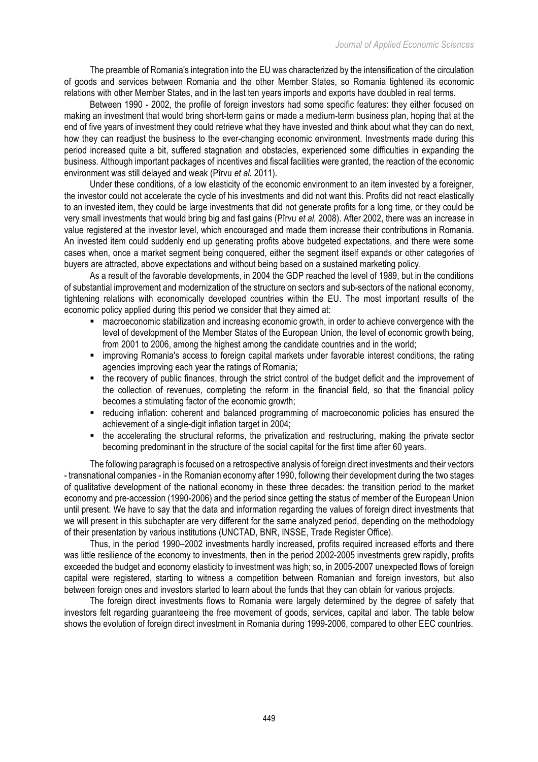The preamble of Romania's integration into the EU was characterized by the intensification of the circulation of goods and services between Romania and the other Member States, so Romania tightened its economic relations with other Member States, and in the last ten years imports and exports have doubled in real terms.

Between 1990 - 2002, the profile of foreign investors had some specific features: they either focused on making an investment that would bring short-term gains or made a medium-term business plan, hoping that at the end of five years of investment they could retrieve what they have invested and think about what they can do next, how they can readjust the business to the ever-changing economic environment. Investments made during this period increased quite a bit, suffered stagnation and obstacles, experienced some difficulties in expanding the business. Although important packages of incentives and fiscal facilities were granted, the reaction of the economic environment was still delayed and weak (Pîrvu *et al.* 2011).

Under these conditions, of a low elasticity of the economic environment to an item invested by a foreigner, the investor could not accelerate the cycle of his investments and did not want this. Profits did not react elastically to an invested item, they could be large investments that did not generate profits for a long time, or they could be very small investments that would bring big and fast gains (Pîrvu *et al.* 2008). After 2002, there was an increase in value registered at the investor level, which encouraged and made them increase their contributions in Romania. An invested item could suddenly end up generating profits above budgeted expectations, and there were some cases when, once a market segment being conquered, either the segment itself expands or other categories of buyers are attracted, above expectations and without being based on a sustained marketing policy.

As a result of the favorable developments, in 2004 the GDP reached the level of 1989, but in the conditions of substantial improvement and modernization of the structure on sectors and sub-sectors of the national economy, tightening relations with economically developed countries within the EU. The most important results of the economic policy applied during this period we consider that they aimed at:

- macroeconomic stabilization and increasing economic growth, in order to achieve convergence with the level of development of the Member States of the European Union, the level of economic growth being, from 2001 to 2006, among the highest among the candidate countries and in the world;
- improving Romania's access to foreign capital markets under favorable interest conditions, the rating agencies improving each year the ratings of Romania;
- the recovery of public finances, through the strict control of the budget deficit and the improvement of the collection of revenues, completing the reform in the financial field, so that the financial policy becomes a stimulating factor of the economic growth;
- reducing inflation: coherent and balanced programming of macroeconomic policies has ensured the achievement of a single-digit inflation target in 2004;
- the accelerating the structural reforms, the privatization and restructuring, making the private sector becoming predominant in the structure of the social capital for the first time after 60 years.

The following paragraph is focused on a retrospective analysis of foreign direct investments and their vectors - transnational companies - in the Romanian economy after 1990, following their development during the two stages of qualitative development of the national economy in these three decades: the transition period to the market economy and pre-accession (1990-2006) and the period since getting the status of member of the European Union until present. We have to say that the data and information regarding the values of foreign direct investments that we will present in this subchapter are very different for the same analyzed period, depending on the methodology of their presentation by various institutions (UNCTAD, BNR, INSSE, Trade Register Office).

Thus, in the period 1990–2002 investments hardly increased, profits required increased efforts and there was little resilience of the economy to investments, then in the period 2002-2005 investments grew rapidly, profits exceeded the budget and economy elasticity to investment was high; so, in 2005-2007 unexpected flows of foreign capital were registered, starting to witness a competition between Romanian and foreign investors, but also between foreign ones and investors started to learn about the funds that they can obtain for various projects.

The foreign direct investments flows to Romania were largely determined by the degree of safety that investors felt regarding guaranteeing the free movement of goods, services, capital and labor. The table below shows the evolution of foreign direct investment in Romania during 1999-2006, compared to other EEC countries.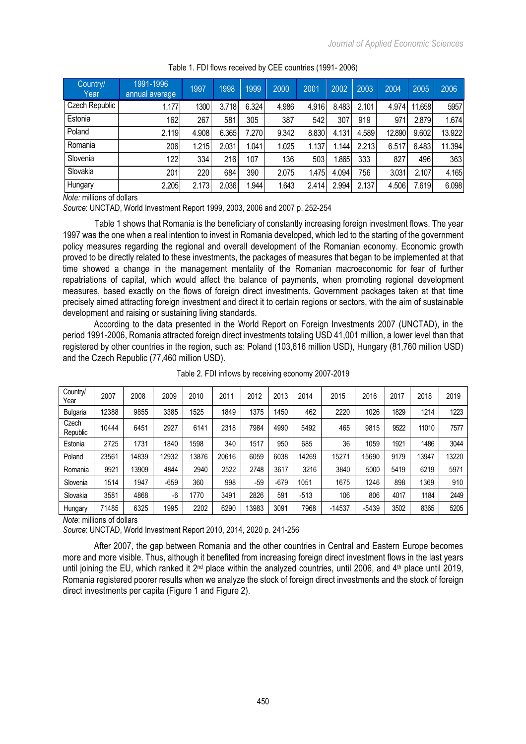Table 1. FDI flows received by CEE countries (1991- 2006)

| Country/ Year | 1991-1996 annual average | 1997 | 1998 | 1999 | 2000 | 2001 | 2002 | 2003 | 2004 | 2005 | 2006 |
|---|---|---|---|---|---|---|---|---|---|---|---|
| Czech Republic | 1.177 | 1300 | 3.718 | 6.324 | 4.986 | 4.916 | 8.483 | 2.101 | 4.974 | 11.658 | 5957 |
| Estonia | 162 | 267 | 581 | 305 | 387 | 542 | 307 | 919 | 971 | 2.879 | 1.674 |
| Poland | 2.119 | 4.908 | 6.365 | 7.270 | 9.342 | 8.830 | 4.131 | 4.589 | 12.890 | 9.602 | 13.922 |
| Romania | 206 | 1.215 | 2.031 | 1.041 | 1.025 | 1.137 | 1.144 | 2.213 | 6.517 | 6.483 | 11.394 |
| Slovenia | 122 | 334 | 216 | 107 | 136 | 503 | 1.865 | 333 | 827 | 496 | 363 |
| Slovakia | 201 | 220 | 684 | 390 | 2.075 | 1.475 | 4.094 | 756 | 3.031 | 2.107 | 4.165 |
| Hungary | 2.205 | 2.173 | 2.036 | 1.944 | 1.643 | 2.414 | 2.994 | 2.137 | 4.506 | 7.619 | 6.098 |

*Note:* millions of dollars

*Source*: UNCTAD, World Investment Report 1999, 2003, 2006 and 2007 p. 252-254

Table 1 shows that Romania is the beneficiary of constantly increasing foreign investment flows. The year 1997 was the one when a real intention to invest in Romania developed, which led to the starting of the government policy measures regarding the regional and overall development of the Romanian economy. Economic growth proved to be directly related to these investments, the packages of measures that began to be implemented at that time showed a change in the management mentality of the Romanian macroeconomic for fear of further repatriations of capital, which would affect the balance of payments, when promoting regional development measures, based exactly on the flows of foreign direct investments. Government packages taken at that time precisely aimed attracting foreign investment and direct it to certain regions or sectors, with the aim of sustainable development and raising or sustaining living standards.

According to the data presented in the World Report on Foreign Investments 2007 (UNCTAD), in the period 1991-2006, Romania attracted foreign direct investments totaling USD 41,001 million, a lower level than that registered by other countries in the region, such as: Poland (103,616 million USD), Hungary (81,760 million USD) and the Czech Republic (77,460 million USD).

Table 2. FDI inflows by receiving economy 2007-2019

| Country/ Year | 2007 | 2008 | 2009 | 2010 | 2011 | 2012 | 2013 | 2014 | 2015 | 2016 | 2017 | 2018 | 2019 |
|---|---|---|---|---|---|---|---|---|---|---|---|---|---|
| Bulgaria | 12388 | 9855 | 3385 | 1525 | 1849 | 1375 | 1450 | 462 | 2220 | 1026 | 1829 | 1214 | 1223 |
| Czech Republic | 10444 | 6451 | 2927 | 6141 | 2318 | 7984 | 4990 | 5492 | 465 | 9815 | 9522 | 11010 | 7577 |
| Estonia | 2725 | 1731 | 1840 | 1598 | 340 | 1517 | 950 | 685 | 36 | 1059 | 1921 | 1486 | 3044 |
| Poland | 23561 | 14839 | 12932 | 13876 | 20616 | 6059 | 6038 | 14269 | 15271 | 15690 | 9179 | 13947 | 13220 |
| Romania | 9921 | 13909 | 4844 | 2940 | 2522 | 2748 | 3617 | 3216 | 3840 | 5000 | 5419 | 6219 | 5971 |
| Slovenia | 1514 | 1947 | -659 | 360 | 998 | -59 | -679 | 1051 | 1675 | 1246 | 898 | 1369 | 910 |
| Slovakia | 3581 | 4868 | -6 | 1770 | 3491 | 2826 | 591 | -513 | 106 | 806 | 4017 | 1184 | 2449 |
| Hungary | 71485 | 6325 | 1995 | 2202 | 6290 | 13983 | 3091 | 7968 | -14537 | -5439 | 3502 | 8365 | 5205 |

*Note*: millions of dollars

*Source*: UNCTAD, World Investment Report 2010, 2014, 2020 p. 241-256

After 2007, the gap between Romania and the other countries in Central and Eastern Europe becomes more and more visible. Thus, although it benefited from increasing foreign direct investment flows in the last years until joining the EU, which ranked it 2nd place within the analyzed countries, until 2006, and 4th place until 2019, Romania registered poorer results when we analyze the stock of foreign direct investments and the stock of foreign direct investments per capita (Figure 1 and Figure 2).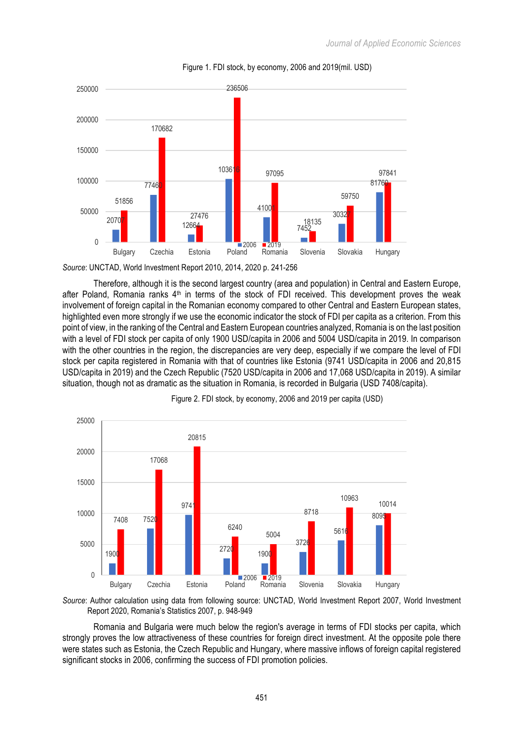Figure 1. FDI stock, by economy, 2006 and 2019(mil. USD)

| | 2006 | 2019 |
|---|---|---|
| Bulgary | 20707 | 51856 |
| Czechia | 77460 | 170682 |
| Estonia | 12664 | 27476 |
| Poland | 103616 | 236506 |
| Romania | 41001 | 97095 |
| Slovenia | 7452 | 18135 |
| Slovakia | 30327 | 59750 |
| Hungary | 81760 | 97841 |

*Source*: UNCTAD, World Investment Report 2010, 2014, 2020 p. 241-256

Therefore, although it is the second largest country (area and population) in Central and Eastern Europe, after Poland, Romania ranks 4th in terms of the stock of FDI received. This development proves the weak involvement of foreign capital in the Romanian economy compared to other Central and Eastern European states, highlighted even more strongly if we use the economic indicator the stock of FDI per capita as a criterion. From this point of view, in the ranking of the Central and Eastern European countries analyzed, Romania is on the last position with a level of FDI stock per capita of only 1900 USD/capita in 2006 and 5004 USD/capita in 2019. In comparison with the other countries in the region, the discrepancies are very deep, especially if we compare the level of FDI stock per capita registered in Romania with that of countries like Estonia (9741 USD/capita in 2006 and 20,815 USD/capita in 2019) and the Czech Republic (7520 USD/capita in 2006 and 17,068 USD/capita in 2019). A similar situation, though not as dramatic as the situation in Romania, is recorded in Bulgaria (USD 7408/capita).

Figure 2. FDI stock, by economy, 2006 and 2019 per capita (USD)

| | 2006 | 2019 |
|---|---|---|
| Bulgary | 1900 | 7408 |
| Czechia | 7520 | 17068 |
| Estonia | 9741 | 20815 |
| Poland | 2720 | 6240 |
| Romania | 1900 | 5004 |
| Slovenia | 3726 | 8718 |
| Slovakia | 5616 | 10963 |
| Hungary | 8095 | 10014 |

*Source*: Author calculation using data from following source: UNCTAD, World Investment Report 2007, World Investment Report 2020, Romania's Statistics 2007, p. 948-949

Romania and Bulgaria were much below the region's average in terms of FDI stocks per capita, which strongly proves the low attractiveness of these countries for foreign direct investment. At the opposite pole there were states such as Estonia, the Czech Republic and Hungary, where massive inflows of foreign capital registered significant stocks in 2006, confirming the success of FDI promotion policies.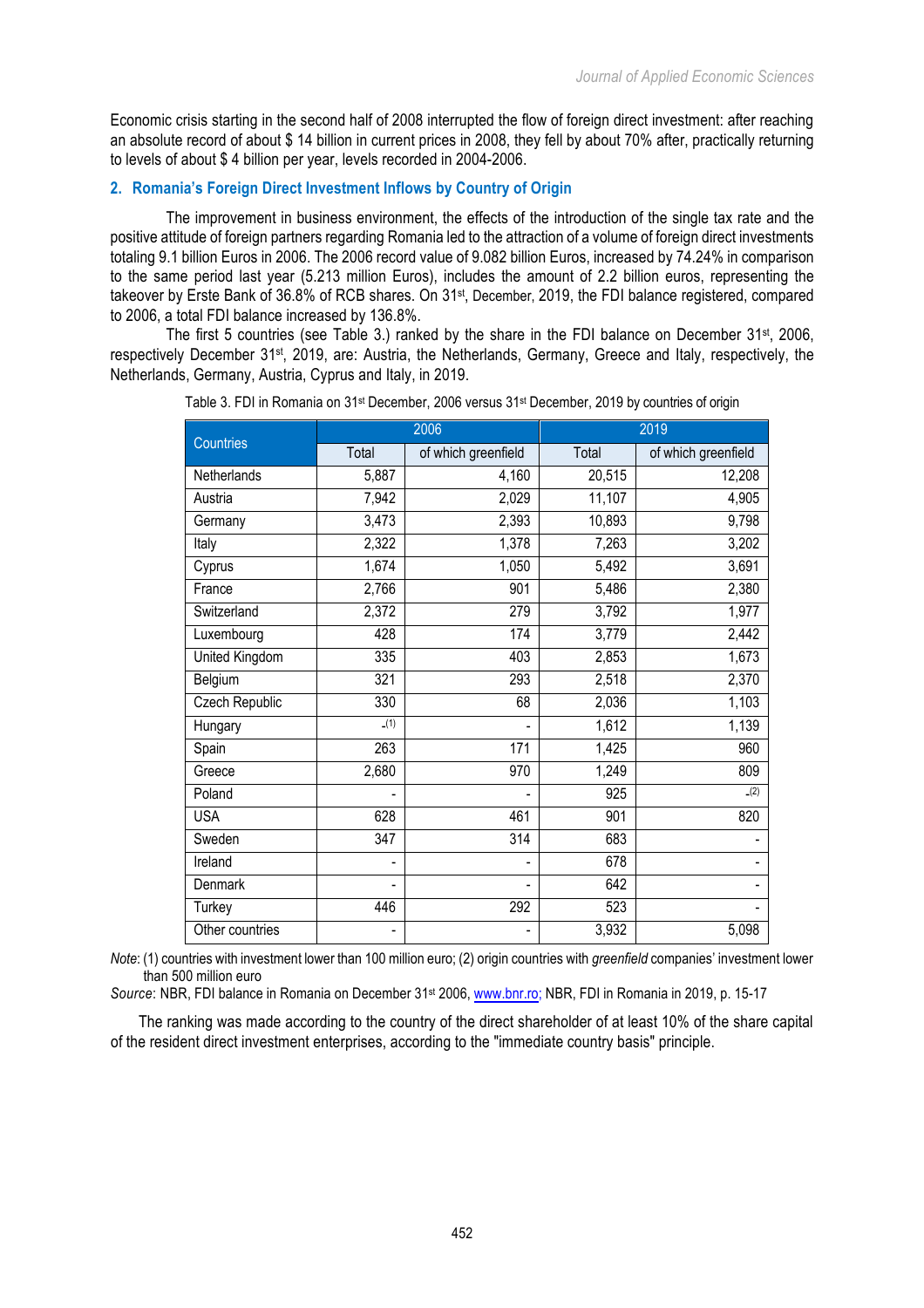Economic crisis starting in the second half of 2008 interrupted the flow of foreign direct investment: after reaching an absolute record of about \$ 14 billion in current prices in 2008, they fell by about 70% after, practically returning to levels of about \$ 4 billion per year, levels recorded in 2004-2006.

## 2. Romania's Foreign Direct Investment Inflows by Country of Origin

The improvement in business environment, the effects of the introduction of the single tax rate and the positive attitude of foreign partners regarding Romania led to the attraction of a volume of foreign direct investments totaling 9.1 billion Euros in 2006. The 2006 record value of 9.082 billion Euros, increased by 74.24% in comparison to the same period last year (5.213 million Euros), includes the amount of 2.2 billion euros, representing the takeover by Erste Bank of 36.8% of RCB shares. On 31st, December, 2019, the FDI balance registered, compared to 2006, a total FDI balance increased by 136.8%.

The first 5 countries (see Table 3.) ranked by the share in the FDI balance on December 31st, 2006, respectively December 31st, 2019, are: Austria, the Netherlands, Germany, Greece and Italy, respectively, the Netherlands, Germany, Austria, Cyprus and Italy, in 2019.

Table 3. FDI in Romania on 31st December, 2006 versus 31st December, 2019 by countries of origin

| Countries | 2006 | | 2019 | |
|---|---|---|---|---|
| | Total | of which greenfield | Total | of which greenfield |
| Netherlands | 5,887 | 4,160 | 20,515 | 12,208 |
| Austria | 7,942 | 2,029 | 11,107 | 4,905 |
| Germany | 3,473 | 2,393 | 10,893 | 9,798 |
| Italy | 2,322 | 1,378 | 7,263 | 3,202 |
| Cyprus | 1,674 | 1,050 | 5,492 | 3,691 |
| France | 2,766 | 901 | 5,486 | 2,380 |
| Switzerland | 2,372 | 279 | 3,792 | 1,977 |
| Luxembourg | 428 | 174 | 3,779 | 2,442 |
| United Kingdom | 335 | 403 | 2,853 | 1,673 |
| Belgium | 321 | 293 | 2,518 | 2,370 |
| Czech Republic | 330 | 68 | 2,036 | 1,103 |
| Hungary | -(1) | - | 1,612 | 1,139 |
| Spain | 263 | 171 | 1,425 | 960 |
| Greece | 2,680 | 970 | 1,249 | 809 |
| Poland | - | - | 925 | -(2) |
| USA | 628 | 461 | 901 | 820 |
| Sweden | 347 | 314 | 683 | - |
| Ireland | - | - | 678 | - |
| Denmark | - | - | 642 | - |
| Turkey | 446 | 292 | 523 | - |
| Other countries | - | - | 3,932 | 5,098 |

*Note*: (1) countries with investment lower than 100 million euro; (2) origin countries with *greenfield* companies' investment lower than 500 million euro

*Source*: NBR, FDI balance in Romania on December 31st 2006, www.bnr.ro; NBR, FDI in Romania in 2019, p. 15-17

The ranking was made according to the country of the direct shareholder of at least 10% of the share capital of the resident direct investment enterprises, according to the "immediate country basis" principle.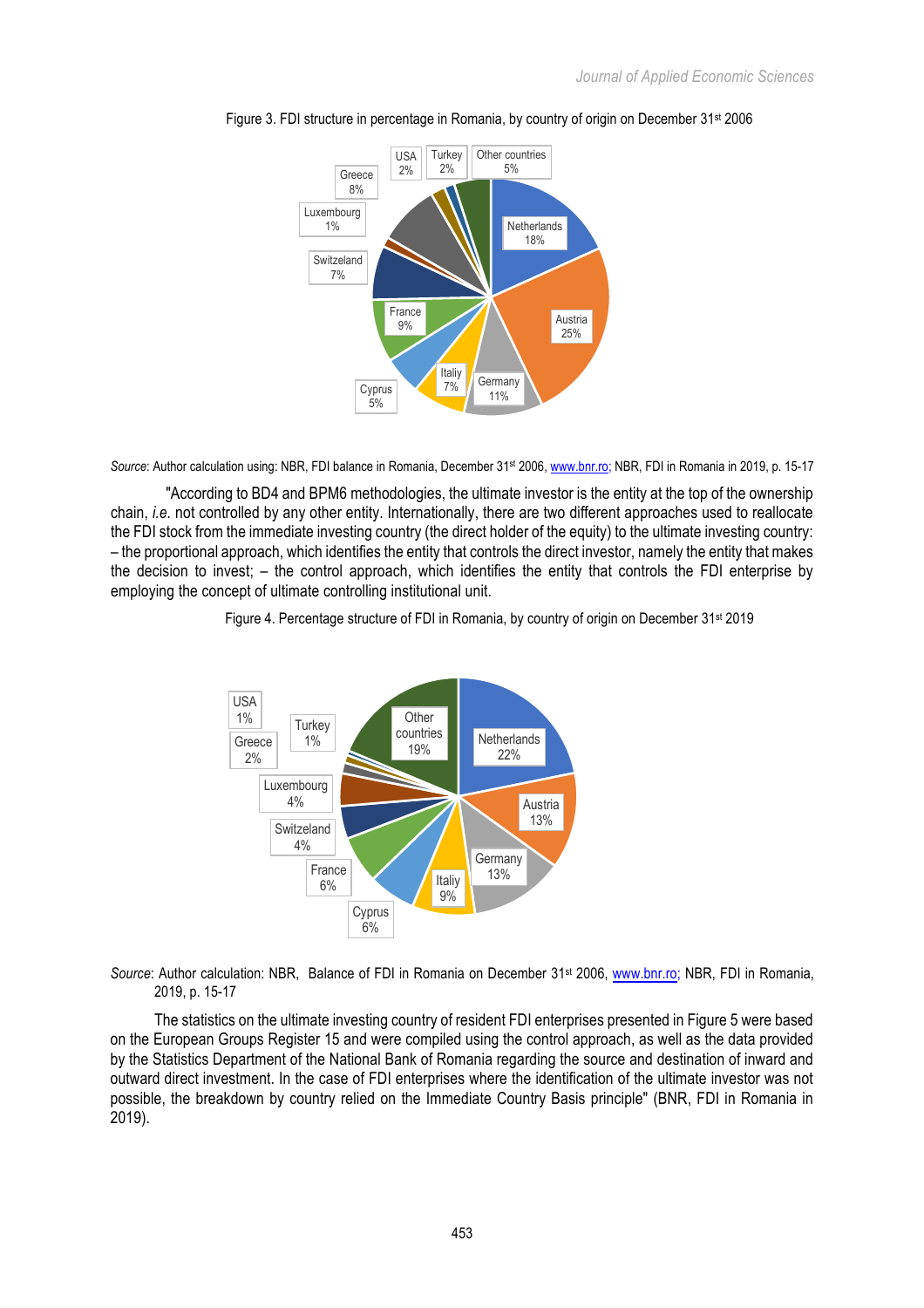Figure 3. FDI structure in percentage in Romania, by country of origin on December 31st 2006

*Source*: Author calculation using: NBR, FDI balance in Romania, December 31st 2006, www.bnr.ro; NBR, FDI in Romania in 2019, p. 15-17

"According to BD4 and BPM6 methodologies, the ultimate investor is the entity at the top of the ownership chain, *i.e.* not controlled by any other entity. Internationally, there are two different approaches used to reallocate the FDI stock from the immediate investing country (the direct holder of the equity) to the ultimate investing country: – the proportional approach, which identifies the entity that controls the direct investor, namely the entity that makes the decision to invest; – the control approach, which identifies the entity that controls the FDI enterprise by employing the concept of ultimate controlling institutional unit.

Figure 4. Percentage structure of FDI in Romania, by country of origin on December 31st 2019

*Source*: Author calculation: NBR, Balance of FDI in Romania on December 31st 2006, www.bnr.ro; NBR, FDI in Romania, 2019, p. 15-17

The statistics on the ultimate investing country of resident FDI enterprises presented in Figure 5 were based on the European Groups Register 15 and were compiled using the control approach, as well as the data provided by the Statistics Department of the National Bank of Romania regarding the source and destination of inward and outward direct investment. In the case of FDI enterprises where the identification of the ultimate investor was not possible, the breakdown by country relied on the Immediate Country Basis principle" (BNR, FDI in Romania in 2019).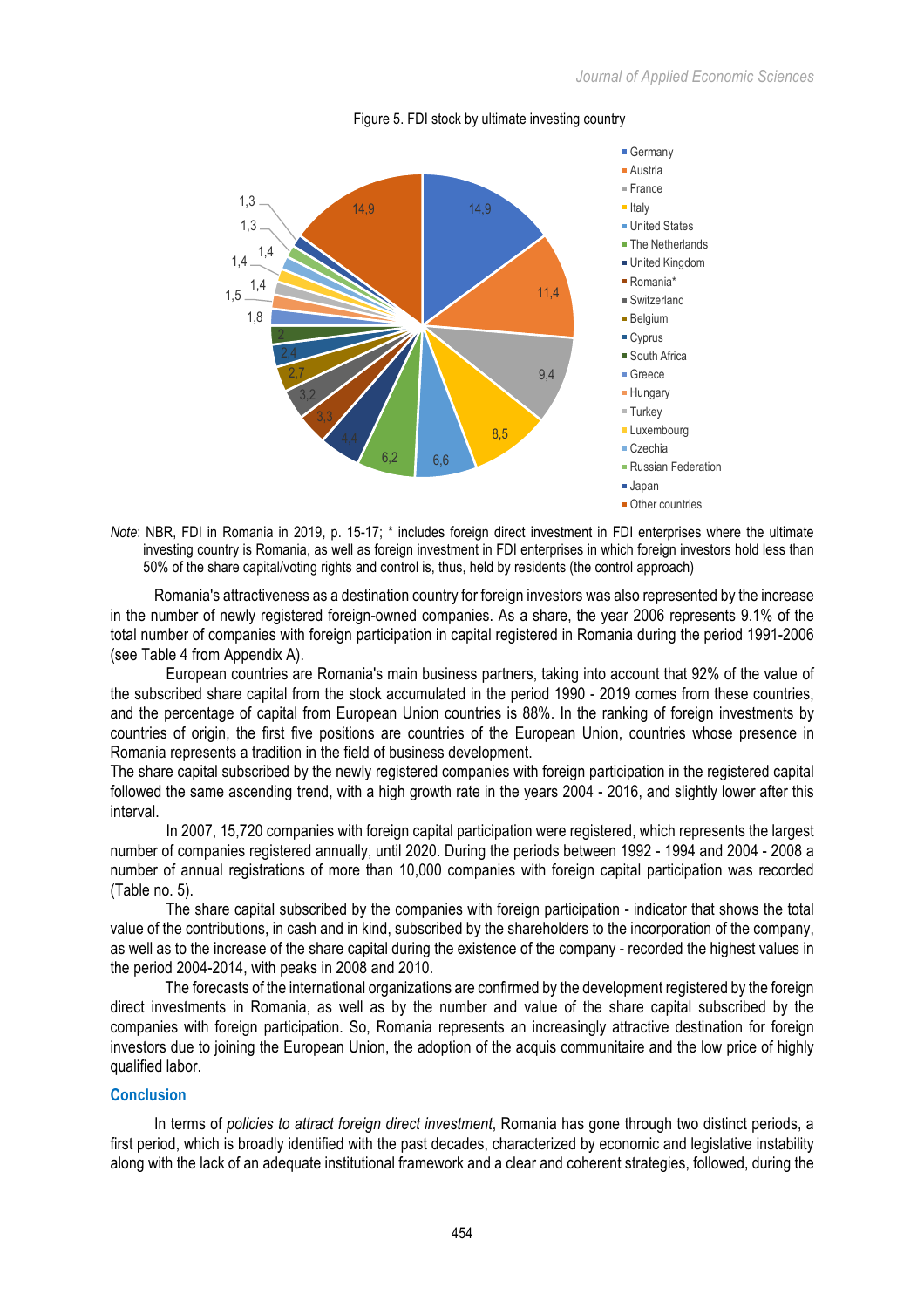Figure 5. FDI stock by ultimate investing country

*Note*: NBR, FDI in Romania in 2019, p. 15-17; * includes foreign direct investment in FDI enterprises where the ultimate investing country is Romania, as well as foreign investment in FDI enterprises in which foreign investors hold less than 50% of the share capital/voting rights and control is, thus, held by residents (the control approach)

Romania's attractiveness as a destination country for foreign investors was also represented by the increase in the number of newly registered foreign-owned companies. As a share, the year 2006 represents 9.1% of the total number of companies with foreign participation in capital registered in Romania during the period 1991-2006 (see Table 4 from Appendix A).

European countries are Romania's main business partners, taking into account that 92% of the value of the subscribed share capital from the stock accumulated in the period 1990 - 2019 comes from these countries, and the percentage of capital from European Union countries is 88%. In the ranking of foreign investments by countries of origin, the first five positions are countries of the European Union, countries whose presence in Romania represents a tradition in the field of business development.

The share capital subscribed by the newly registered companies with foreign participation in the registered capital followed the same ascending trend, with a high growth rate in the years 2004 - 2016, and slightly lower after this interval.

In 2007, 15,720 companies with foreign capital participation were registered, which represents the largest number of companies registered annually, until 2020. During the periods between 1992 - 1994 and 2004 - 2008 a number of annual registrations of more than 10,000 companies with foreign capital participation was recorded (Table no. 5).

The share capital subscribed by the companies with foreign participation - indicator that shows the total value of the contributions, in cash and in kind, subscribed by the shareholders to the incorporation of the company, as well as to the increase of the share capital during the existence of the company - recorded the highest values in the period 2004-2014, with peaks in 2008 and 2010.

The forecasts of the international organizations are confirmed by the development registered by the foreign direct investments in Romania, as well as by the number and value of the share capital subscribed by the companies with foreign participation. So, Romania represents an increasingly attractive destination for foreign investors due to joining the European Union, the adoption of the acquis communitaire and the low price of highly qualified labor.

## Conclusion

In terms of *policies to attract foreign direct investment*, Romania has gone through two distinct periods, a first period, which is broadly identified with the past decades, characterized by economic and legislative instability along with the lack of an adequate institutional framework and a clear and coherent strategies, followed, during the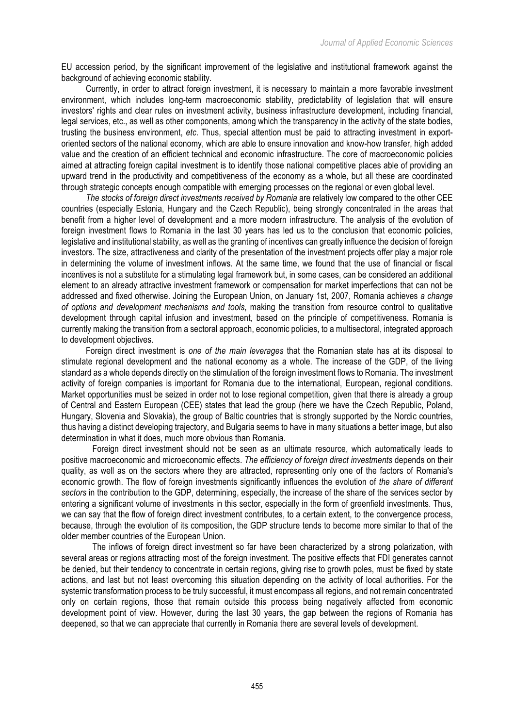EU accession period, by the significant improvement of the legislative and institutional framework against the background of achieving economic stability.

Currently, in order to attract foreign investment, it is necessary to maintain a more favorable investment environment, which includes long-term macroeconomic stability, predictability of legislation that will ensure investors' rights and clear rules on investment activity, business infrastructure development, including financial, legal services, etc., as well as other components, among which the transparency in the activity of the state bodies, trusting the business environment, *etc*. Thus, special attention must be paid to attracting investment in export-oriented sectors of the national economy, which are able to ensure innovation and know-how transfer, high added value and the creation of an efficient technical and economic infrastructure. The core of macroeconomic policies aimed at attracting foreign capital investment is to identify those national competitive places able of providing an upward trend in the productivity and competitiveness of the economy as a whole, but all these are coordinated through strategic concepts enough compatible with emerging processes on the regional or even global level.

*The stocks of foreign direct investments received by Romania* are relatively low compared to the other CEE countries (especially Estonia, Hungary and the Czech Republic), being strongly concentrated in the areas that benefit from a higher level of development and a more modern infrastructure. The analysis of the evolution of foreign investment flows to Romania in the last 30 years has led us to the conclusion that economic policies, legislative and institutional stability, as well as the granting of incentives can greatly influence the decision of foreign investors. The size, attractiveness and clarity of the presentation of the investment projects offer play a major role in determining the volume of investment inflows. At the same time, we found that the use of financial or fiscal incentives is not a substitute for a stimulating legal framework but, in some cases, can be considered an additional element to an already attractive investment framework or compensation for market imperfections that can not be addressed and fixed otherwise. Joining the European Union, on January 1st, 2007, Romania achieves *a change of options and development mechanisms and tools*, making the transition from resource control to qualitative development through capital infusion and investment, based on the principle of competitiveness. Romania is currently making the transition from a sectoral approach, economic policies, to a multisectoral, integrated approach to development objectives.

Foreign direct investment is *one of the main leverages* that the Romanian state has at its disposal to stimulate regional development and the national economy as a whole. The increase of the GDP, of the living standard as a whole depends directly on the stimulation of the foreign investment flows to Romania. The investment activity of foreign companies is important for Romania due to the international, European, regional conditions. Market opportunities must be seized in order not to lose regional competition, given that there is already a group of Central and Eastern European (CEE) states that lead the group (here we have the Czech Republic, Poland, Hungary, Slovenia and Slovakia), the group of Baltic countries that is strongly supported by the Nordic countries, thus having a distinct developing trajectory, and Bulgaria seems to have in many situations a better image, but also determination in what it does, much more obvious than Romania.

Foreign direct investment should not be seen as an ultimate resource, which automatically leads to positive macroeconomic and microeconomic effects. *The efficiency of foreign direct investments* depends on their quality, as well as on the sectors where they are attracted, representing only one of the factors of Romania's economic growth. The flow of foreign investments significantly influences the evolution of *the share of different sectors* in the contribution to the GDP, determining, especially, the increase of the share of the services sector by entering a significant volume of investments in this sector, especially in the form of greenfield investments. Thus, we can say that the flow of foreign direct investment contributes, to a certain extent, to the convergence process, because, through the evolution of its composition, the GDP structure tends to become more similar to that of the older member countries of the European Union.

The inflows of foreign direct investment so far have been characterized by a strong polarization, with several areas or regions attracting most of the foreign investment. The positive effects that FDI generates cannot be denied, but their tendency to concentrate in certain regions, giving rise to growth poles, must be fixed by state actions, and last but not least overcoming this situation depending on the activity of local authorities. For the systemic transformation process to be truly successful, it must encompass all regions, and not remain concentrated only on certain regions, those that remain outside this process being negatively affected from economic development point of view. However, during the last 30 years, the gap between the regions of Romania has deepened, so that we can appreciate that currently in Romania there are several levels of development.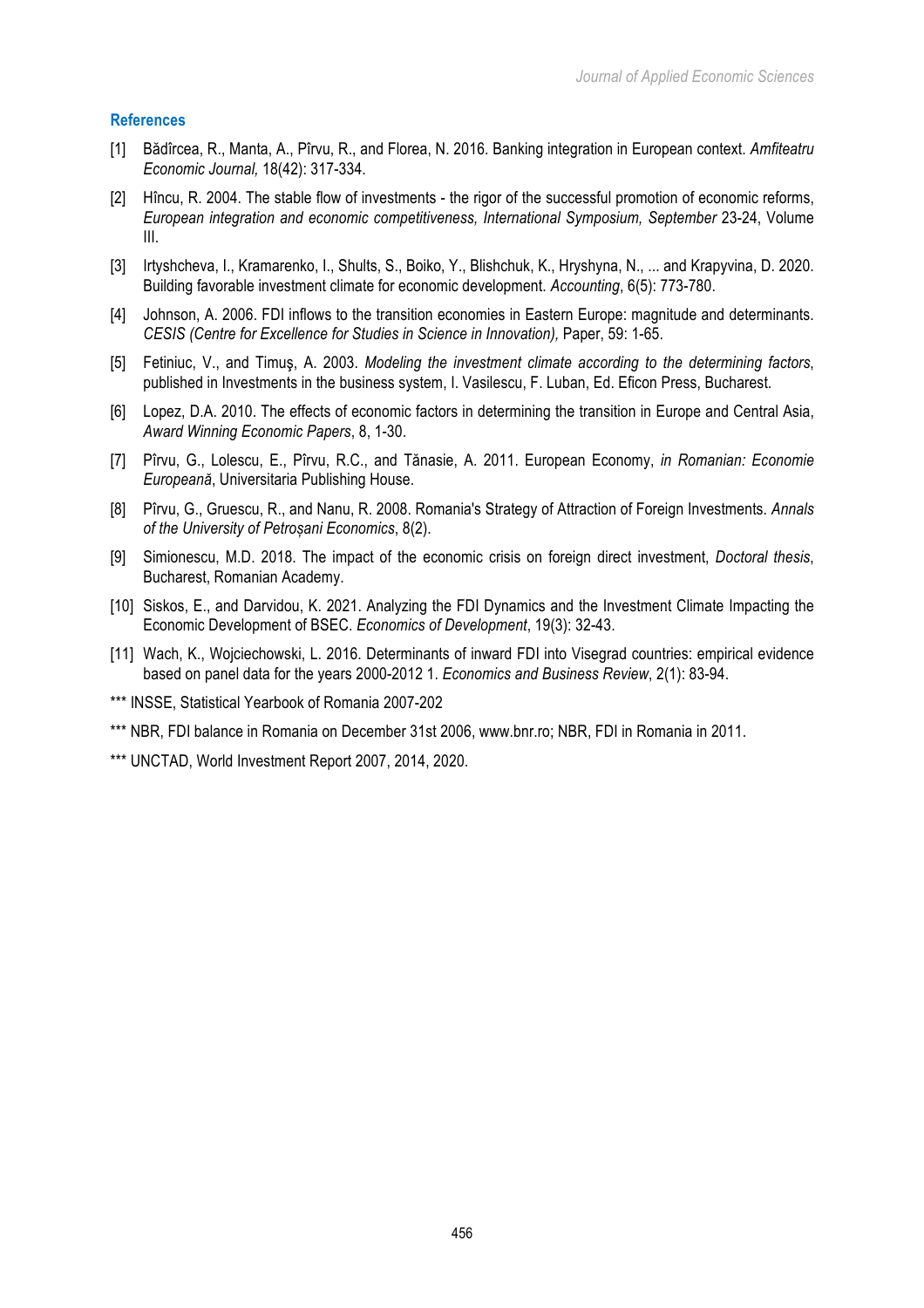## References

[1] Bădîrcea, R., Manta, A., Pîrvu, R., and Florea, N. 2016. Banking integration in European context. *Amfiteatru Economic Journal,* 18(42): 317-334.

[2] Hîncu, R. 2004. The stable flow of investments - the rigor of the successful promotion of economic reforms, *European integration and economic competitiveness, International Symposium, September* 23-24, Volume III.

[3] Irtyshcheva, I., Kramarenko, I., Shults, S., Boiko, Y., Blishchuk, K., Hryshyna, N., ... and Krapyvina, D. 2020. Building favorable investment climate for economic development. *Accounting*, 6(5): 773-780.

[4] Johnson, A. 2006. FDI inflows to the transition economies in Eastern Europe: magnitude and determinants. *CESIS (Centre for Excellence for Studies in Science in Innovation),* Paper, 59: 1-65.

[5] Fetiniuc, V., and Timuş, A. 2003. *Modeling the investment climate according to the determining factors*, published in Investments in the business system, I. Vasilescu, F. Luban, Ed. Eficon Press, Bucharest.

[6] Lopez, D.A. 2010. The effects of economic factors in determining the transition in Europe and Central Asia, *Award Winning Economic Papers*, 8, 1-30.

[7] Pîrvu, G., Lolescu, E., Pîrvu, R.C., and Tănasie, A. 2011. European Economy, *in Romanian: Economie Europeană*, Universitaria Publishing House.

[8] Pîrvu, G., Gruescu, R., and Nanu, R. 2008. Romania's Strategy of Attraction of Foreign Investments. *Annals of the University of Petroșani Economics*, 8(2).

[9] Simionescu, M.D. 2018. The impact of the economic crisis on foreign direct investment, *Doctoral thesis*, Bucharest, Romanian Academy.

[10] Siskos, E., and Darvidou, K. 2021. Analyzing the FDI Dynamics and the Investment Climate Impacting the Economic Development of BSEC. *Economics of Development*, 19(3): 32-43.

[11] Wach, K., Wojciechowski, L. 2016. Determinants of inward FDI into Visegrad countries: empirical evidence based on panel data for the years 2000-2012 1. *Economics and Business Review*, 2(1): 83-94.

*** INSSE, Statistical Yearbook of Romania 2007-202

*** NBR, FDI balance in Romania on December 31st 2006, www.bnr.ro; NBR, FDI in Romania in 2011.

*** UNCTAD, World Investment Report 2007, 2014, 2020.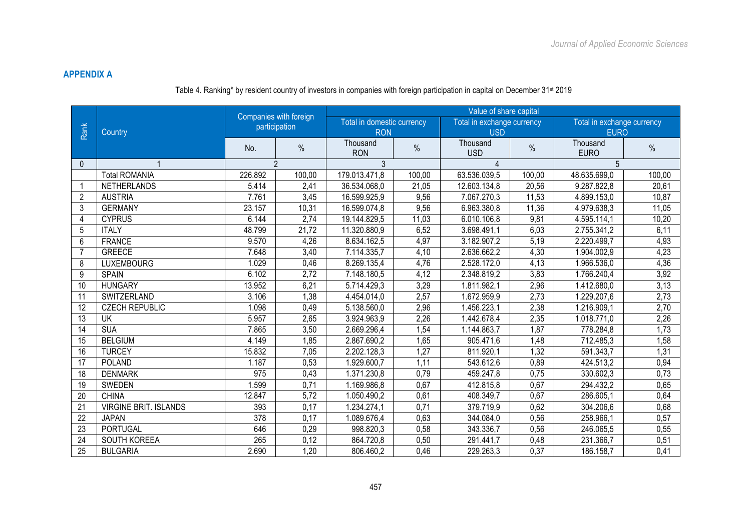## APPENDIX A

Table 4. Ranking* by resident country of investors in companies with foreign participation in capital on December 31st 2019

| Rank | Country | Companies with foreign participation | | Value of share capital | | | | | |
|---|---|---|---|---|---|---|---|---|---|
| | | | | Total in domestic currency RON | | Total in exchange currency USD | | Total in exchange currency EURO | |
| | | No. | % | Thousand RON | % | Thousand USD | % | Thousand EURO | % |
| 0 | 1 | 2 | | 3 | | 4 | | 5 | |
| | Total ROMANIA | 226.892 | 100,00 | 179.013.471,8 | 100,00 | 63.536.039,5 | 100,00 | 48.635.699,0 | 100,00 |
| 1 | NETHERLANDS | 5.414 | 2,41 | 36.534.068,0 | 21,05 | 12.603.134,8 | 20,56 | 9.287.822,8 | 20,61 |
| 2 | AUSTRIA | 7.761 | 3,45 | 16.599.925,9 | 9,56 | 7.067.270,3 | 11,53 | 4.899.153,0 | 10,87 |
| 3 | GERMANY | 23.157 | 10,31 | 16.599.074,8 | 9,56 | 6.963.380,8 | 11,36 | 4.979.638,3 | 11,05 |
| 4 | CYPRUS | 6.144 | 2,74 | 19.144.829,5 | 11,03 | 6.010.106,8 | 9,81 | 4.595.114,1 | 10,20 |
| 5 | ITALY | 48.799 | 21,72 | 11.320.880,9 | 6,52 | 3.698.491,1 | 6,03 | 2.755.341,2 | 6,11 |
| 6 | FRANCE | 9.570 | 4,26 | 8.634.162,5 | 4,97 | 3.182.907,2 | 5,19 | 2.220.499,7 | 4,93 |
| 7 | GREECE | 7.648 | 3,40 | 7.114.335,7 | 4,10 | 2.636.662,2 | 4,30 | 1.904.002,9 | 4,23 |
| 8 | LUXEMBOURG | 1.029 | 0,46 | 8.269.135,4 | 4,76 | 2.528.172,0 | 4,13 | 1.966.536,0 | 4,36 |
| 9 | SPAIN | 6.102 | 2,72 | 7.148.180,5 | 4,12 | 2.348.819,2 | 3,83 | 1.766.240,4 | 3,92 |
| 10 | HUNGARY | 13.952 | 6,21 | 5.714.429,3 | 3,29 | 1.811.982,1 | 2,96 | 1.412.680,0 | 3,13 |
| 11 | SWITZERLAND | 3.106 | 1,38 | 4.454.014,0 | 2,57 | 1.672.959,9 | 2,73 | 1.229.207,6 | 2,73 |
| 12 | CZECH REPUBLIC | 1.098 | 0,49 | 5.138.560,0 | 2,96 | 1.456.223,1 | 2,38 | 1.216.909,1 | 2,70 |
| 13 | UK | 5.957 | 2,65 | 3.924.963,9 | 2,26 | 1.442.678,4 | 2,35 | 1.018.771,0 | 2,26 |
| 14 | SUA | 7.865 | 3,50 | 2.669.296,4 | 1,54 | 1.144.863,7 | 1,87 | 778.284,8 | 1,73 |
| 15 | BELGIUM | 4.149 | 1,85 | 2.867.690,2 | 1,65 | 905.471,6 | 1,48 | 712.485,3 | 1,58 |
| 16 | TURCEY | 15.832 | 7,05 | 2.202.128,3 | 1,27 | 811.920,1 | 1,32 | 591.343,7 | 1,31 |
| 17 | POLAND | 1.187 | 0,53 | 1.929.600,7 | 1,11 | 543.612,6 | 0,89 | 424.513,2 | 0,94 |
| 18 | DENMARK | 975 | 0,43 | 1.371.230,8 | 0,79 | 459.247,8 | 0,75 | 330.602,3 | 0,73 |
| 19 | SWEDEN | 1.599 | 0,71 | 1.169.986,8 | 0,67 | 412.815,8 | 0,67 | 294.432,2 | 0,65 |
| 20 | CHINA | 12.847 | 5,72 | 1.050.490,2 | 0,61 | 408.349,7 | 0,67 | 286.605,1 | 0,64 |
| 21 | VIRGINE BRIT. ISLANDS | 393 | 0,17 | 1.234.274,1 | 0,71 | 379.719,9 | 0,62 | 304.206,6 | 0,68 |
| 22 | JAPAN | 378 | 0,17 | 1.089.676,4 | 0,63 | 344.084,0 | 0,56 | 258.966,1 | 0,57 |
| 23 | PORTUGAL | 646 | 0,29 | 998.820,3 | 0,58 | 343.336,7 | 0,56 | 246.065,5 | 0,55 |
| 24 | SOUTH KOREEA | 265 | 0,12 | 864.720,8 | 0,50 | 291.441,7 | 0,48 | 231.366,7 | 0,51 |
| 25 | BULGARIA | 2.690 | 1,20 | 806.460,2 | 0,46 | 229.263,3 | 0,37 | 186.158,7 | 0,41 |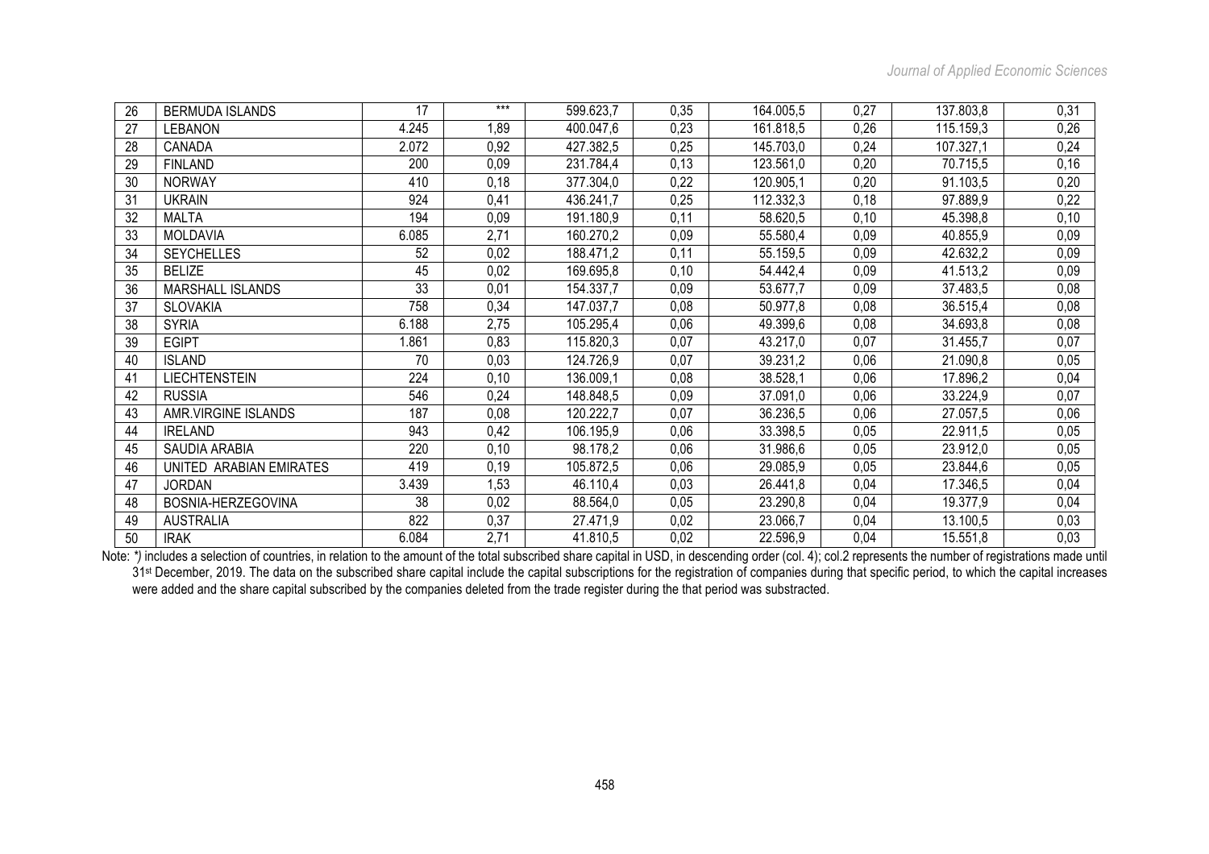| 26 | BERMUDA ISLANDS | 17 | *** | 599.623,7 | 0,35 | 164.005,5 | 0,27 | 137.803,8 | 0,31 |
|---|---|---|---|---|---|---|---|---|---|
| 27 | LEBANON | 4.245 | 1,89 | 400.047,6 | 0,23 | 161.818,5 | 0,26 | 115.159,3 | 0,26 |
| 28 | CANADA | 2.072 | 0,92 | 427.382,5 | 0,25 | 145.703,0 | 0,24 | 107.327,1 | 0,24 |
| 29 | FINLAND | 200 | 0,09 | 231.784,4 | 0,13 | 123.561,0 | 0,20 | 70.715,5 | 0,16 |
| 30 | NORWAY | 410 | 0,18 | 377.304,0 | 0,22 | 120.905,1 | 0,20 | 91.103,5 | 0,20 |
| 31 | UKRAIN | 924 | 0,41 | 436.241,7 | 0,25 | 112.332,3 | 0,18 | 97.889,9 | 0,22 |
| 32 | MALTA | 194 | 0,09 | 191.180,9 | 0,11 | 58.620,5 | 0,10 | 45.398,8 | 0,10 |
| 33 | MOLDAVIA | 6.085 | 2,71 | 160.270,2 | 0,09 | 55.580,4 | 0,09 | 40.855,9 | 0,09 |
| 34 | SEYCHELLES | 52 | 0,02 | 188.471,2 | 0,11 | 55.159,5 | 0,09 | 42.632,2 | 0,09 |
| 35 | BELIZE | 45 | 0,02 | 169.695,8 | 0,10 | 54.442,4 | 0,09 | 41.513,2 | 0,09 |
| 36 | MARSHALL ISLANDS | 33 | 0,01 | 154.337,7 | 0,09 | 53.677,7 | 0,09 | 37.483,5 | 0,08 |
| 37 | SLOVAKIA | 758 | 0,34 | 147.037,7 | 0,08 | 50.977,8 | 0,08 | 36.515,4 | 0,08 |
| 38 | SYRIA | 6.188 | 2,75 | 105.295,4 | 0,06 | 49.399,6 | 0,08 | 34.693,8 | 0,08 |
| 39 | EGIPT | 1.861 | 0,83 | 115.820,3 | 0,07 | 43.217,0 | 0,07 | 31.455,7 | 0,07 |
| 40 | ISLAND | 70 | 0,03 | 124.726,9 | 0,07 | 39.231,2 | 0,06 | 21.090,8 | 0,05 |
| 41 | LIECHTENSTEIN | 224 | 0,10 | 136.009,1 | 0,08 | 38.528,1 | 0,06 | 17.896,2 | 0,04 |
| 42 | RUSSIA | 546 | 0,24 | 148.848,5 | 0,09 | 37.091,0 | 0,06 | 33.224,9 | 0,07 |
| 43 | AMR.VIRGINE ISLANDS | 187 | 0,08 | 120.222,7 | 0,07 | 36.236,5 | 0,06 | 27.057,5 | 0,06 |
| 44 | IRELAND | 943 | 0,42 | 106.195,9 | 0,06 | 33.398,5 | 0,05 | 22.911,5 | 0,05 |
| 45 | SAUDIA ARABIA | 220 | 0,10 | 98.178,2 | 0,06 | 31.986,6 | 0,05 | 23.912,0 | 0,05 |
| 46 | UNITED ARABIAN EMIRATES | 419 | 0,19 | 105.872,5 | 0,06 | 29.085,9 | 0,05 | 23.844,6 | 0,05 |
| 47 | JORDAN | 3.439 | 1,53 | 46.110,4 | 0,03 | 26.441,8 | 0,04 | 17.346,5 | 0,04 |
| 48 | BOSNIA-HERZEGOVINA | 38 | 0,02 | 88.564,0 | 0,05 | 23.290,8 | 0,04 | 19.377,9 | 0,04 |
| 49 | AUSTRALIA | 822 | 0,37 | 27.471,9 | 0,02 | 23.066,7 | 0,04 | 13.100,5 | 0,03 |
| 50 | IRAK | 6.084 | 2,71 | 41.810,5 | 0,02 | 22.596,9 | 0,04 | 15.551,8 | 0,03 |

Note: *) includes a selection of countries, in relation to the amount of the total subscribed share capital in USD, in descending order (col. 4); col.2 represents the number of registrations made until 31st December, 2019. The data on the subscribed share capital include the capital subscriptions for the registration of companies during that specific period, to which the capital increases were added and the share capital subscribed by the companies deleted from the trade register during the that period was substracted.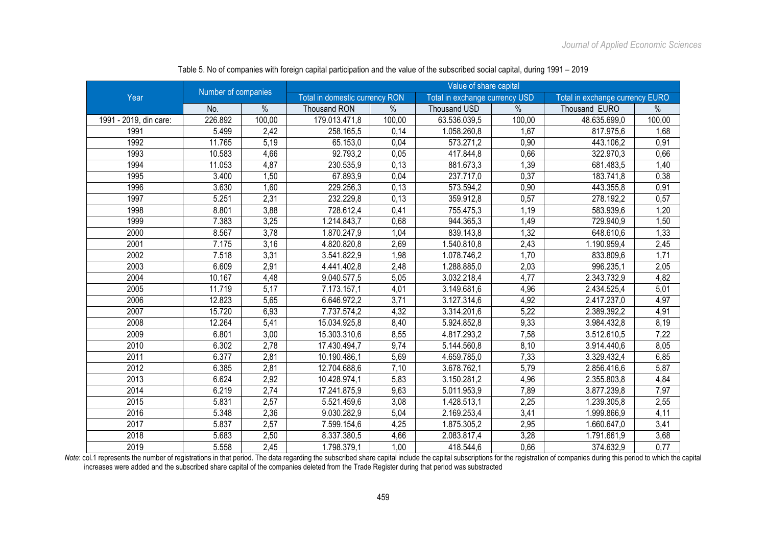Table 5. No of companies with foreign capital participation and the value of the subscribed social capital, during 1991 – 2019

| Year | Number of companies | | Value of share capital | | | | | |
|---|---|---|---|---|---|---|---|---|
| | | | Total in domestic currency RON | | Total in exchange currency USD | | Total in exchange currency EURO | |
| | No. | % | Thousand RON | % | Thousand USD | % | Thousand EURO | % |
| 1991 - 2019, din care: | 226.892 | 100,00 | 179.013.471,8 | 100,00 | 63.536.039,5 | 100,00 | 48.635.699,0 | 100,00 |
| 1991 | 5.499 | 2,42 | 258.165,5 | 0,14 | 1.058.260,8 | 1,67 | 817.975,6 | 1,68 |
| 1992 | 11.765 | 5,19 | 65.153,0 | 0,04 | 573.271,2 | 0,90 | 443.106,2 | 0,91 |
| 1993 | 10.583 | 4,66 | 92.793,2 | 0,05 | 417.844,8 | 0,66 | 322.970,3 | 0,66 |
| 1994 | 11.053 | 4,87 | 230.535,9 | 0,13 | 881.673,3 | 1,39 | 681.483,5 | 1,40 |
| 1995 | 3.400 | 1,50 | 67.893,9 | 0,04 | 237.717,0 | 0,37 | 183.741,8 | 0,38 |
| 1996 | 3.630 | 1,60 | 229.256,3 | 0,13 | 573.594,2 | 0,90 | 443.355,8 | 0,91 |
| 1997 | 5.251 | 2,31 | 232.229,8 | 0,13 | 359.912,8 | 0,57 | 278.192,2 | 0,57 |
| 1998 | 8.801 | 3,88 | 728.612,4 | 0,41 | 755.475,3 | 1,19 | 583.939,6 | 1,20 |
| 1999 | 7.383 | 3,25 | 1.214.843,7 | 0,68 | 944.365,3 | 1,49 | 729.940,9 | 1,50 |
| 2000 | 8.567 | 3,78 | 1.870.247,9 | 1,04 | 839.143,8 | 1,32 | 648.610,6 | 1,33 |
| 2001 | 7.175 | 3,16 | 4.820.820,8 | 2,69 | 1.540.810,8 | 2,43 | 1.190.959,4 | 2,45 |
| 2002 | 7.518 | 3,31 | 3.541.822,9 | 1,98 | 1.078.746,2 | 1,70 | 833.809,6 | 1,71 |
| 2003 | 6.609 | 2,91 | 4.441.402,8 | 2,48 | 1.288.885,0 | 2,03 | 996.235,1 | 2,05 |
| 2004 | 10.167 | 4,48 | 9.040.577,5 | 5,05 | 3.032.218,4 | 4,77 | 2.343.732,9 | 4,82 |
| 2005 | 11.719 | 5,17 | 7.173.157,1 | 4,01 | 3.149.681,6 | 4,96 | 2.434.525,4 | 5,01 |
| 2006 | 12.823 | 5,65 | 6.646.972,2 | 3,71 | 3.127.314,6 | 4,92 | 2.417.237,0 | 4,97 |
| 2007 | 15.720 | 6,93 | 7.737.574,2 | 4,32 | 3.314.201,6 | 5,22 | 2.389.392,2 | 4,91 |
| 2008 | 12.264 | 5,41 | 15.034.925,8 | 8,40 | 5.924.852,8 | 9,33 | 3.984.432,8 | 8,19 |
| 2009 | 6.801 | 3,00 | 15.303.310,6 | 8,55 | 4.817.293,2 | 7,58 | 3.512.610,5 | 7,22 |
| 2010 | 6.302 | 2,78 | 17.430.494,7 | 9,74 | 5.144.560,8 | 8,10 | 3.914.440,6 | 8,05 |
| 2011 | 6.377 | 2,81 | 10.190.486,1 | 5,69 | 4.659.785,0 | 7,33 | 3.329.432,4 | 6,85 |
| 2012 | 6.385 | 2,81 | 12.704.688,6 | 7,10 | 3.678.762,1 | 5,79 | 2.856.416,6 | 5,87 |
| 2013 | 6.624 | 2,92 | 10.428.974,1 | 5,83 | 3.150.281,2 | 4,96 | 2.355.803,8 | 4,84 |
| 2014 | 6.219 | 2,74 | 17.241.875,9 | 9,63 | 5.011.953,9 | 7,89 | 3.877.239,8 | 7,97 |
| 2015 | 5.831 | 2,57 | 5.521.459,6 | 3,08 | 1.428.513,1 | 2,25 | 1.239.305,8 | 2,55 |
| 2016 | 5.348 | 2,36 | 9.030.282,9 | 5,04 | 2.169.253,4 | 3,41 | 1.999.866,9 | 4,11 |
| 2017 | 5.837 | 2,57 | 7.599.154,6 | 4,25 | 1.875.305,2 | 2,95 | 1.660.647,0 | 3,41 |
| 2018 | 5.683 | 2,50 | 8.337.380,5 | 4,66 | 2.083.817,4 | 3,28 | 1.791.661,9 | 3,68 |
| 2019 | 5.558 | 2,45 | 1.798.379,1 | 1,00 | 418.544,6 | 0,66 | 374.632,9 | 0,77 |

*Note*: col.1 represents the number of registrations in that period. The data regarding the subscribed share capital include the capital subscriptions for the registration of companies during this period to which the capital increases were added and the subscribed share capital of the companies deleted from the Trade Register during that period was substracted